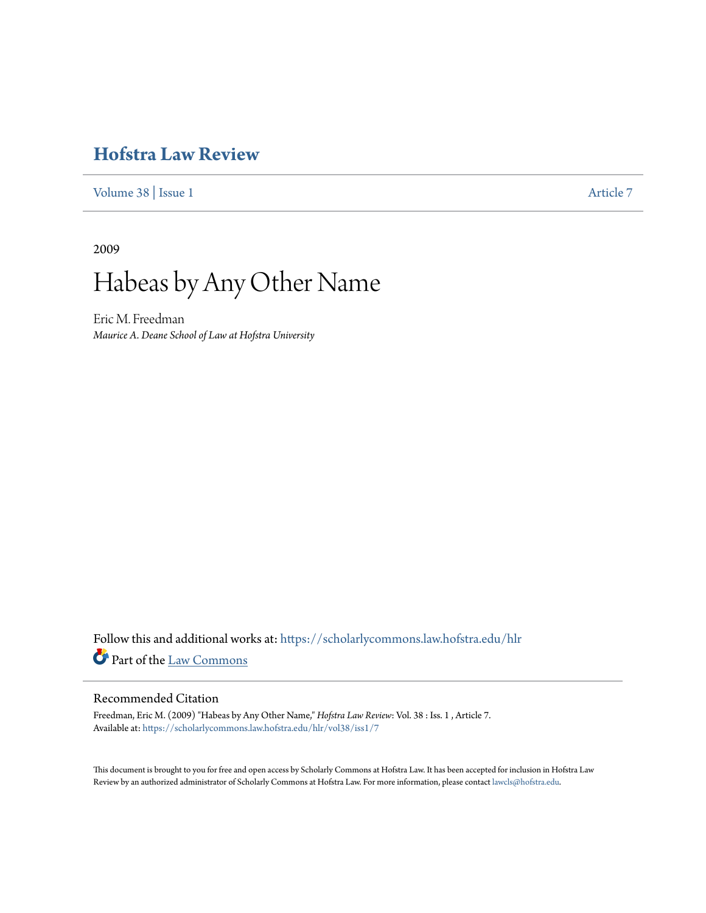# Hofstra Law Review

Volume 38 | Issue 1 Article 7

2009

# Habeas by Any Other Name

Eric M. Freedman
*Maurice A. Deane School of Law at Hofstra University*

Follow this and additional works at: https://scholarlycommons.law.hofstra.edu/hlr

Part of the Law Commons

## Recommended Citation

Freedman, Eric M. (2009) "Habeas by Any Other Name," *Hofstra Law Review*: Vol. 38 : Iss. 1 , Article 7.
Available at: https://scholarlycommons.law.hofstra.edu/hlr/vol38/iss1/7

This document is brought to you for free and open access by Scholarly Commons at Hofstra Law. It has been accepted for inclusion in Hofstra Law Review by an authorized administrator of Scholarly Commons at Hofstra Law. For more information, please contact lawcls@hofstra.edu.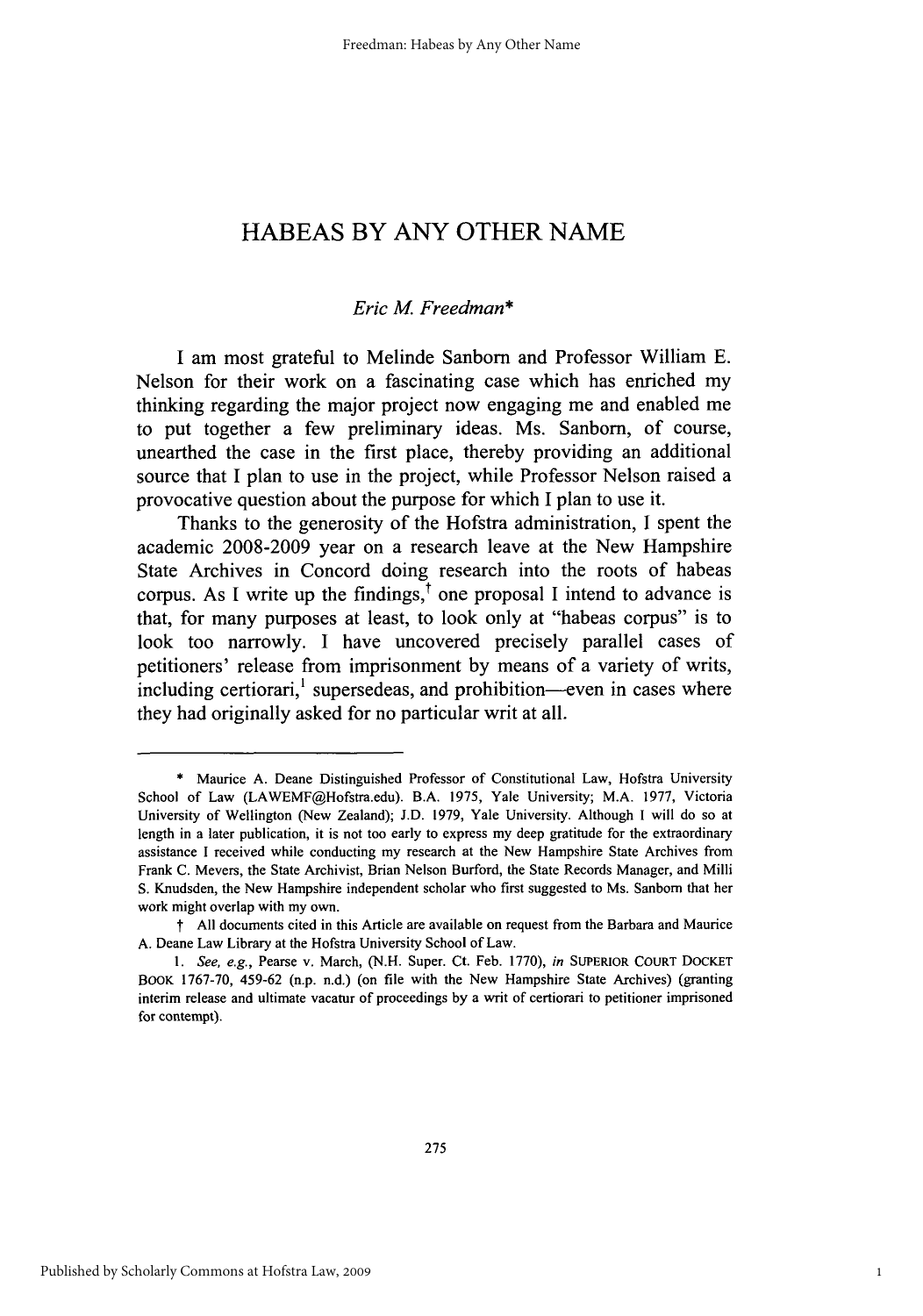# HABEAS BY ANY OTHER NAME

*Eric M. Freedman**

I am most grateful to Melinde Sanborn and Professor William E. Nelson for their work on a fascinating case which has enriched my thinking regarding the major project now engaging me and enabled me to put together a few preliminary ideas. Ms. Sanborn, of course, unearthed the case in the first place, thereby providing an additional source that I plan to use in the project, while Professor Nelson raised a provocative question about the purpose for which I plan to use it.

Thanks to the generosity of the Hofstra administration, I spent the academic 2008-2009 year on a research leave at the New Hampshire State Archives in Concord doing research into the roots of habeas corpus. As I write up the findings,[†] one proposal I intend to advance is that, for many purposes at least, to look only at "habeas corpus" is to look too narrowly. I have uncovered precisely parallel cases of petitioners' release from imprisonment by means of a variety of writs, including certiorari,[1] supersedeas, and prohibition—even in cases where they had originally asked for no particular writ at all.

---

\* Maurice A. Deane Distinguished Professor of Constitutional Law, Hofstra University School of Law (LAWEMF@Hofstra.edu). B.A. 1975, Yale University; M.A. 1977, Victoria University of Wellington (New Zealand); J.D. 1979, Yale University. Although I will do so at length in a later publication, it is not too early to express my deep gratitude for the extraordinary assistance I received while conducting my research at the New Hampshire State Archives from Frank C. Mevers, the State Archivist, Brian Nelson Burford, the State Records Manager, and Milli S. Knudsden, the New Hampshire independent scholar who first suggested to Ms. Sanborn that her work might overlap with my own.

† All documents cited in this Article are available on request from the Barbara and Maurice A. Deane Law Library at the Hofstra University School of Law.

1. *See, e.g.*, Pearse v. March, (N.H. Super. Ct. Feb. 1770), *in* SUPERIOR COURT DOCKET BOOK 1767-70, 459-62 (n.p. n.d.) (on file with the New Hampshire State Archives) (granting interim release and ultimate vacatur of proceedings by a writ of certiorari to petitioner imprisoned for contempt).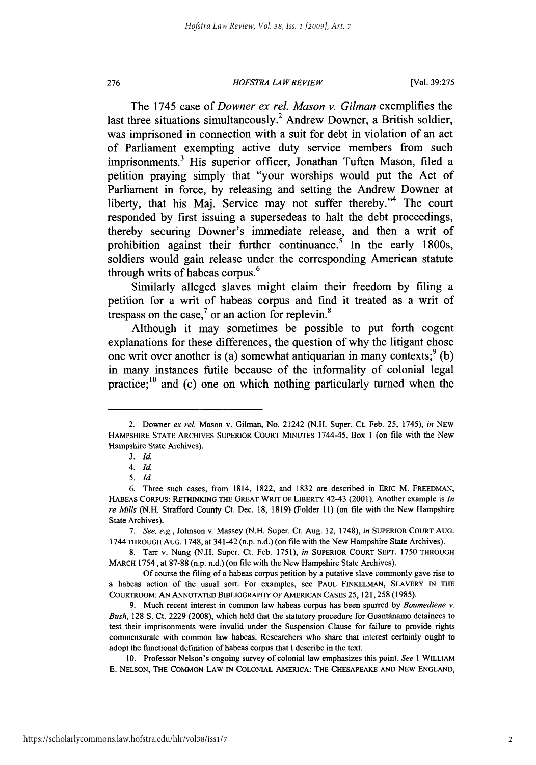The 1745 case of *Downer ex rel. Mason v. Gilman* exemplifies the last three situations simultaneously.[2] Andrew Downer, a British soldier, was imprisoned in connection with a suit for debt in violation of an act of Parliament exempting active duty service members from such imprisonments.[3] His superior officer, Jonathan Tuften Mason, filed a petition praying simply that "your worships would put the Act of Parliament in force, by releasing and setting the Andrew Downer at liberty, that his Maj. Service may not suffer thereby."[4] The court responded by first issuing a supersedeas to halt the debt proceedings, thereby securing Downer's immediate release, and then a writ of prohibition against their further continuance.[5] In the early 1800s, soldiers would gain release under the corresponding American statute through writs of habeas corpus.[6]

Similarly alleged slaves might claim their freedom by filing a petition for a writ of habeas corpus and find it treated as a writ of trespass on the case,[7] or an action for replevin.[8]

Although it may sometimes be possible to put forth cogent explanations for these differences, the question of why the litigant chose one writ over another is (a) somewhat antiquarian in many contexts;[9] (b) in many instances futile because of the informality of colonial legal practice;[10] and (c) one on which nothing particularly turned when the

---

2. Downer *ex rel.* Mason v. Gilman, No. 21242 (N.H. Super. Ct. Feb. 25, 1745), *in* NEW HAMPSHIRE STATE ARCHIVES SUPERIOR COURT MINUTES 1744-45, Box 1 (on file with the New Hampshire State Archives).

3. *Id.*

4. *Id.*

5. *Id.*

6. Three such cases, from 1814, 1822, and 1832 are described in ERIC M. FREEDMAN, HABEAS CORPUS: RETHINKING THE GREAT WRIT OF LIBERTY 42-43 (2001). Another example is *In re Mills* (N.H. Strafford County Ct. Dec. 18, 1819) (Folder 11) (on file with the New Hampshire State Archives).

7. *See, e.g.*, Johnson v. Massey (N.H. Super. Ct. Aug. 12, 1748), *in* SUPERIOR COURT AUG. 1744 THROUGH AUG. 1748, at 341-42 (n.p. n.d.) (on file with the New Hampshire State Archives).

8. Tarr v. Nung (N.H. Super. Ct. Feb. 1751), *in* SUPERIOR COURT SEPT. 1750 THROUGH MARCH 1754, at 87-88 (n.p. n.d.) (on file with the New Hampshire State Archives).

Of course the filing of a habeas corpus petition by a putative slave commonly gave rise to a habeas action of the usual sort. For examples, see PAUL FINKELMAN, SLAVERY IN THE COURTROOM: AN ANNOTATED BIBLIOGRAPHY OF AMERICAN CASES 25, 121, 258 (1985).

9. Much recent interest in common law habeas corpus has been spurred by *Boumediene v. Bush*, 128 S. Ct. 2229 (2008), which held that the statutory procedure for Guantánamo detainees to test their imprisonments were invalid under the Suspension Clause for failure to provide rights commensurate with common law habeas. Researchers who share that interest certainly ought to adopt the functional definition of habeas corpus that I describe in the text.

10. Professor Nelson's ongoing survey of colonial law emphasizes this point. *See* 1 WILLIAM E. NELSON, THE COMMON LAW IN COLONIAL AMERICA: THE CHESAPEAKE AND NEW ENGLAND,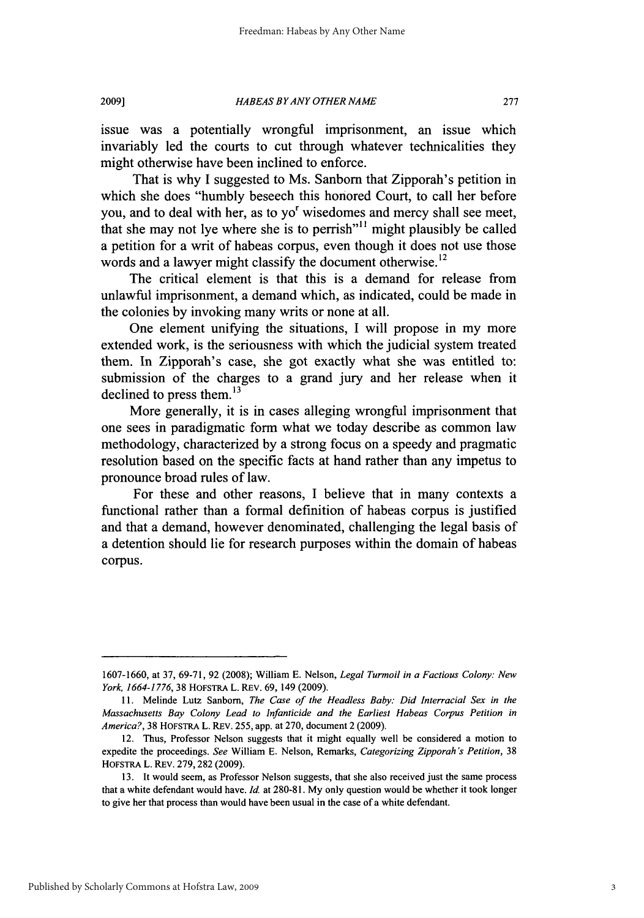issue was a potentially wrongful imprisonment, an issue which invariably led the courts to cut through whatever technicalities they might otherwise have been inclined to enforce.

That is why I suggested to Ms. Sanborn that Zipporah's petition in which she does "humbly beseech this honored Court, to call her before you, and to deal with her, as to yo[r] wisedomes and mercy shall see meet, that she may not lye where she is to perrish"[11] might plausibly be called a petition for a writ of habeas corpus, even though it does not use those words and a lawyer might classify the document otherwise.[12]

The critical element is that this is a demand for release from unlawful imprisonment, a demand which, as indicated, could be made in the colonies by invoking many writs or none at all.

One element unifying the situations, I will propose in my more extended work, is the seriousness with which the judicial system treated them. In Zipporah's case, she got exactly what she was entitled to: submission of the charges to a grand jury and her release when it declined to press them.[13]

More generally, it is in cases alleging wrongful imprisonment that one sees in paradigmatic form what we today describe as common law methodology, characterized by a strong focus on a speedy and pragmatic resolution based on the specific facts at hand rather than any impetus to pronounce broad rules of law.

For these and other reasons, I believe that in many contexts a functional rather than a formal definition of habeas corpus is justified and that a demand, however denominated, challenging the legal basis of a detention should lie for research purposes within the domain of habeas corpus.

---

1607-1660, at 37, 69-71, 92 (2008); William E. Nelson, *Legal Turmoil in a Factious Colony: New York, 1664-1776*, 38 HOFSTRA L. REV. 69, 149 (2009).

11. Melinde Lutz Sanborn, *The Case of the Headless Baby: Did Interracial Sex in the Massachusetts Bay Colony Lead to Infanticide and the Earliest Habeas Corpus Petition in America?*, 38 HOFSTRA L. REV. 255, app. at 270, document 2 (2009).

12. Thus, Professor Nelson suggests that it might equally well be considered a motion to expedite the proceedings. *See* William E. Nelson, Remarks, *Categorizing Zipporah's Petition*, 38 HOFSTRA L. REV. 279, 282 (2009).

13. It would seem, as Professor Nelson suggests, that she also received just the same process that a white defendant would have. *Id.* at 280-81. My only question would be whether it took longer to give her that process than would have been usual in the case of a white defendant.